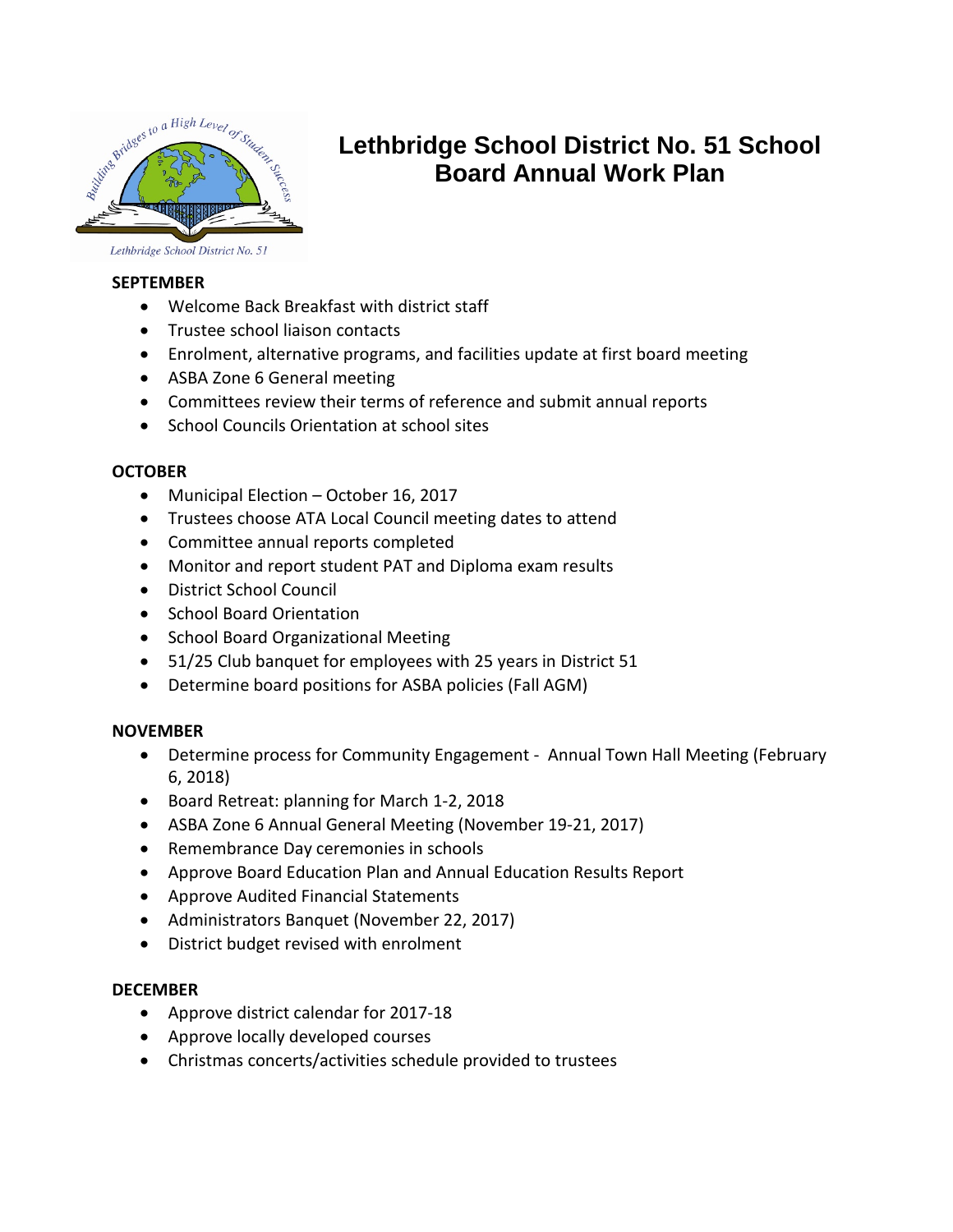# Lethbridge School District No. 51 School Board Annual Work Plan

**SEPTEMBER**

- Welcome Back Breakfast with district staff
- Trustee school liaison contacts
- Enrolment, alternative programs, and facilities update at first board meeting
- ASBA Zone 6 General meeting
- Committees review their terms of reference and submit annual reports
- School Councils Orientation at school sites

**OCTOBER**

- Municipal Election – October 16, 2017
- Trustees choose ATA Local Council meeting dates to attend
- Committee annual reports completed
- Monitor and report student PAT and Diploma exam results
- District School Council
- School Board Orientation
- School Board Organizational Meeting
- 51/25 Club banquet for employees with 25 years in District 51
- Determine board positions for ASBA policies (Fall AGM)

**NOVEMBER**

- Determine process for Community Engagement - Annual Town Hall Meeting (February 6, 2018)
- Board Retreat: planning for March 1-2, 2018
- ASBA Zone 6 Annual General Meeting (November 19-21, 2017)
- Remembrance Day ceremonies in schools
- Approve Board Education Plan and Annual Education Results Report
- Approve Audited Financial Statements
- Administrators Banquet (November 22, 2017)
- District budget revised with enrolment

**DECEMBER**

- Approve district calendar for 2017-18
- Approve locally developed courses
- Christmas concerts/activities schedule provided to trustees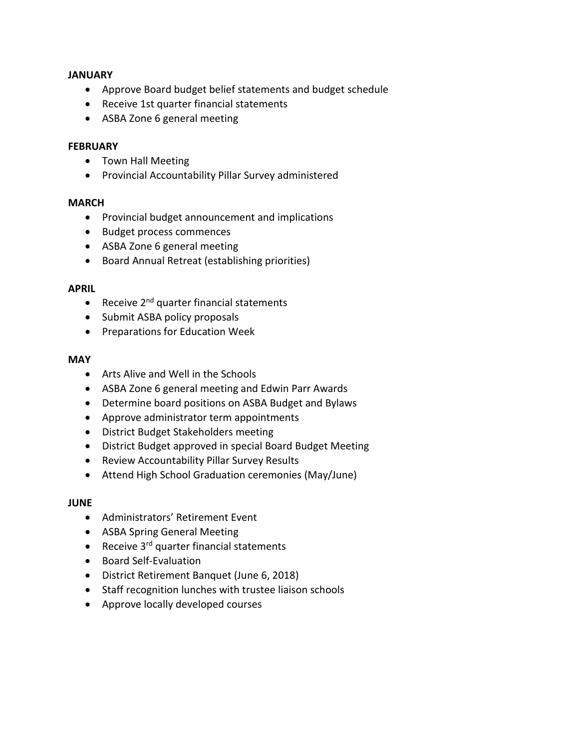**JANUARY**

- Approve Board budget belief statements and budget schedule
- Receive 1st quarter financial statements
- ASBA Zone 6 general meeting

**FEBRUARY**

- Town Hall Meeting
- Provincial Accountability Pillar Survey administered

**MARCH**

- Provincial budget announcement and implications
- Budget process commences
- ASBA Zone 6 general meeting
- Board Annual Retreat (establishing priorities)

**APRIL**

- Receive 2nd quarter financial statements
- Submit ASBA policy proposals
- Preparations for Education Week

**MAY**

- Arts Alive and Well in the Schools
- ASBA Zone 6 general meeting and Edwin Parr Awards
- Determine board positions on ASBA Budget and Bylaws
- Approve administrator term appointments
- District Budget Stakeholders meeting
- District Budget approved in special Board Budget Meeting
- Review Accountability Pillar Survey Results
- Attend High School Graduation ceremonies (May/June)

**JUNE**

- Administrators' Retirement Event
- ASBA Spring General Meeting
- Receive 3rd quarter financial statements
- Board Self-Evaluation
- District Retirement Banquet (June 6, 2018)
- Staff recognition lunches with trustee liaison schools
- Approve locally developed courses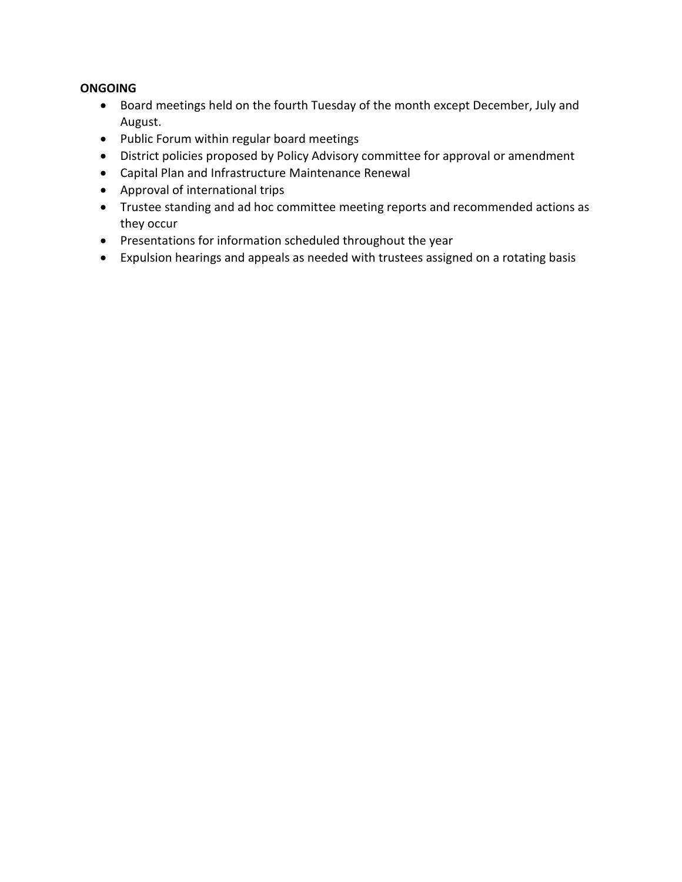**ONGOING**

- Board meetings held on the fourth Tuesday of the month except December, July and August.
- Public Forum within regular board meetings
- District policies proposed by Policy Advisory committee for approval or amendment
- Capital Plan and Infrastructure Maintenance Renewal
- Approval of international trips
- Trustee standing and ad hoc committee meeting reports and recommended actions as they occur
- Presentations for information scheduled throughout the year
- Expulsion hearings and appeals as needed with trustees assigned on a rotating basis